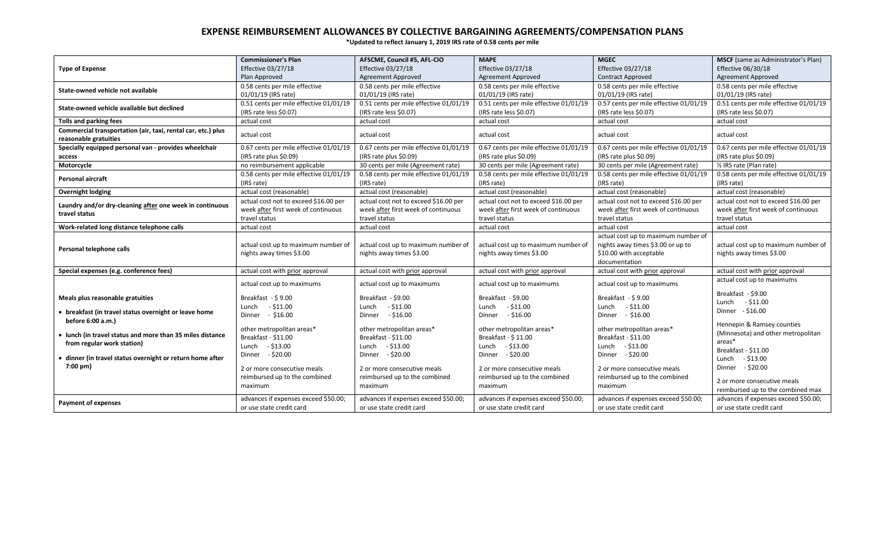# EXPENSE REIMBURSEMENT ALLOWANCES BY COLLECTIVE BARGAINING AGREEMENTS/COMPENSATION PLANS

**\*Updated to reflect January 1, 2019 IRS rate of 0.58 cents per mile**

| Type of Expense | Commissioner's Plan Effective 03/27/18 Plan Approved | AFSCME, Council #5, AFL-CIO Effective 03/27/18 Agreement Approved | MAPE Effective 03/27/18 Agreement Approved | MGEC Effective 03/27/18 Contract Approved | MSCF (same as Administrator's Plan) Effective 06/30/18 Agreement Approved |
|---|---|---|---|---|---|
| **State-owned vehicle not available** | 0.58 cents per mile effective 01/01/19 (IRS rate) | 0.58 cents per mile effective 01/01/19 (IRS rate) | 0.58 cents per mile effective 01/01/19 (IRS rate) | 0.58 cents per mile effective 01/01/19 (IRS rate) | 0.58 cents per mile effective 01/01/19 (IRS rate) |
| **State-owned vehicle available but declined** | 0.51 cents per mile effective 01/01/19 (IRS rate less $0.07) | 0.51 cents per mile effective 01/01/19 (IRS rate less $0.07) | 0.51 cents per mile effective 01/01/19 (IRS rate less $0.07) | 0.57 cents per mile effective 01/01/19 (IRS rate less $0.07) | 0.51 cents per mile effective 01/01/19 (IRS rate less $0.07) |
| **Tolls and parking fees** | actual cost | actual cost | actual cost | actual cost | actual cost |
| **Commercial transportation (air, taxi, rental car, etc.) plus reasonable gratuities** | actual cost | actual cost | actual cost | actual cost | actual cost |
| **Specially equipped personal van - provides wheelchair access** | 0.67 cents per mile effective 01/01/19 (IRS rate plus $0.09) | 0.67 cents per mile effective 01/01/19 (IRS rate plus $0.09) | 0.67 cents per mile effective 01/01/19 (IRS rate plus $0.09) | 0.67 cents per mile effective 01/01/19 (IRS rate plus $0.09) | 0.67 cents per mile effective 01/01/19 (IRS rate plus $0.09) |
| **Motorcycle** | no reimbursement applicable | 30 cents per mile (Agreement rate) | 30 cents per mile (Agreement rate) | 30 cents per mile (Agreement rate) | ½ IRS rate (Plan rate) |
| **Personal aircraft** | 0.58 cents per mile effective 01/01/19 (IRS rate) | 0.58 cents per mile effective 01/01/19 (IRS rate) | 0.58 cents per mile effective 01/01/19 (IRS rate) | 0.58 cents per mile effective 01/01/19 (IRS rate) | 0.58 cents per mile effective 01/01/19 (IRS rate) |
| **Overnight lodging** | actual cost (reasonable) | actual cost (reasonable) | actual cost (reasonable) | actual cost (reasonable) | actual cost (reasonable) |
| **Laundry and/or dry-cleaning after one week in continuous travel status** | actual cost not to exceed $16.00 per week after first week of continuous travel status | actual cost not to exceed $16.00 per week after first week of continuous travel status | actual cost not to exceed $16.00 per week after first week of continuous travel status | actual cost not to exceed $16.00 per week after first week of continuous travel status | actual cost not to exceed $16.00 per week after first week of continuous travel status |
| **Work-related long distance telephone calls** | actual cost | actual cost | actual cost | actual cost | actual cost |
| **Personal telephone calls** | actual cost up to maximum number of nights away times $3.00 | actual cost up to maximum number of nights away times $3.00 | actual cost up to maximum number of nights away times $3.00 | actual cost up to maximum number of nights away times $3.00 or up to $10.00 with acceptable documentation | actual cost up to maximum number of nights away times $3.00 |
| **Special expenses (e.g. conference fees)** | actual cost with prior approval | actual cost with prior approval | actual cost with prior approval | actual cost with prior approval | actual cost with prior approval |
| **Meals plus reasonable gratuities**<br>• **breakfast (in travel status overnight or leave home before 6:00 a.m.)**<br>• **lunch (in travel status and more than 35 miles distance from regular work station)**<br>• **dinner (in travel status overnight or return home after 7:00 pm)** | actual cost up to maximums<br><br>Breakfast - $ 9.00<br>Lunch - $11.00<br>Dinner - $16.00<br><br>other metropolitan areas*<br>Breakfast - $11.00<br>Lunch - $13.00<br>Dinner - $20.00<br><br>2 or more consecutive meals reimbursed up to the combined maximum | actual cost up to maximums<br><br>Breakfast - $9.00<br>Lunch - $11.00<br>Dinner - $16.00<br><br>other metropolitan areas*<br>Breakfast - $11.00<br>Lunch - $13.00<br>Dinner - $20.00<br><br>2 or more consecutive meals reimbursed up to the combined maximum | actual cost up to maximums<br><br>Breakfast - $9.00<br>Lunch - $11.00<br>Dinner - $16.00<br><br>other metropolitan areas*<br>Breakfast - $ 11.00<br>Lunch - $13.00<br>Dinner - $20.00<br><br>2 or more consecutive meals reimbursed up to the combined maximum | actual cost up to maximums<br><br>Breakfast - $ 9.00<br>Lunch - $11.00<br>Dinner - $16.00<br><br>other metropolitan areas*<br>Breakfast - $11.00<br>Lunch - $13.00<br>Dinner - $20.00<br><br>2 or more consecutive meals reimbursed up to the combined maximum | actual cost up to maximums<br><br>Breakfast - $9.00<br>Lunch - $11.00<br>Dinner - $16.00<br><br>Hennepin & Ramsey counties (Minnesota) and other metropolitan areas*<br>Breakfast - $11.00<br>Lunch - $13.00<br>Dinner - $20.00<br><br>2 or more consecutive meals reimbursed up to the combined max |
| **Payment of expenses** | advances if expenses exceed $50.00; or use state credit card | advances if expenses exceed $50.00; or use state credit card | advances if expenses exceed $50.00; or use state credit card | advances if expenses exceed $50.00; or use state credit card | advances if expenses exceed $50.00; or use state credit card |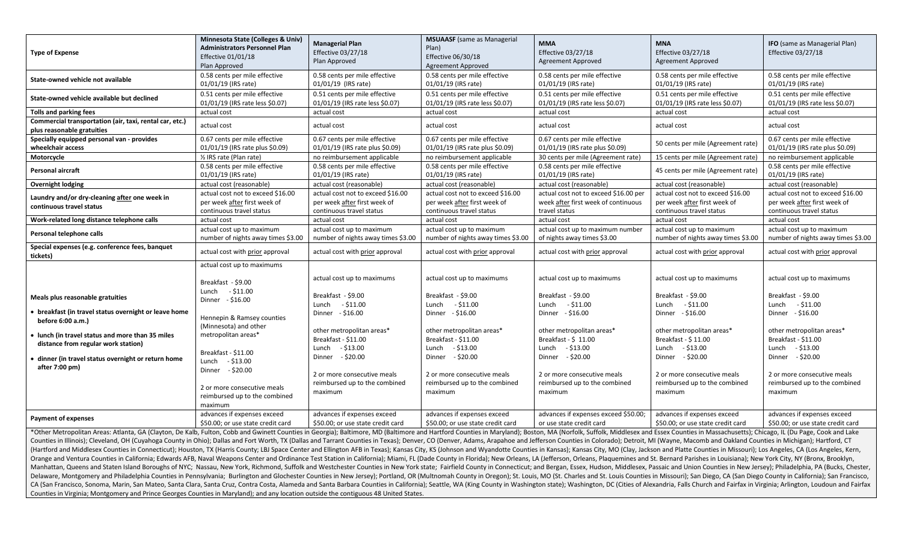| Type of Expense | Minnesota State (Colleges & Univ) Administrators Personnel Plan Effective 01/01/18 Plan Approved | Managerial Plan Effective 03/27/18 Plan Approved | MSUAASF (same as Managerial Plan) Effective 06/30/18 Agreement Approved | MMA Effective 03/27/18 Agreement Approved | MNA Effective 03/27/18 Agreement Approved | IFO (same as Managerial Plan) Effective 03/27/18 |
|---|---|---|---|---|---|---|
| State-owned vehicle not available | 0.58 cents per mile effective 01/01/19 (IRS rate) | 0.58 cents per mile effective 01/01/19 (IRS rate) | 0.58 cents per mile effective 01/01/19 (IRS rate) | 0.58 cents per mile effective 01/01/19 (IRS rate) | 0.58 cents per mile effective 01/01/19 (IRS rate) | 0.58 cents per mile effective 01/01/19 (IRS rate) |
| State-owned vehicle available but declined | 0.51 cents per mile effective 01/01/19 (IRS rate less $0.07) | 0.51 cents per mile effective 01/01/19 (IRS rate less $0.07) | 0.51 cents per mile effective 01/01/19 (IRS rate less $0.07) | 0.51 cents per mile effective 01/01/19 (IRS rate less $0.07) | 0.51 cents per mile effective 01/01/19 (IRS rate less $0.07) | 0.51 cents per mile effective 01/01/19 (IRS rate less $0.07) |
| Tolls and parking fees | actual cost | actual cost | actual cost | actual cost | actual cost | actual cost |
| Commercial transportation (air, taxi, rental car, etc.) plus reasonable gratuities | actual cost | actual cost | actual cost | actual cost | actual cost | actual cost |
| Specially equipped personal van - provides wheelchair access | 0.67 cents per mile effective 01/01/19 (IRS rate plus $0.09) | 0.67 cents per mile effective 01/01/19 (IRS rate plus $0.09) | 0.67 cents per mile effective 01/01/19 (IRS rate plus $0.09) | 0.67 cents per mile effective 01/01/19 (IRS rate plus $0.09) | 50 cents per mile (Agreement rate) | 0.67 cents per mile effective 01/01/19 (IRS rate plus $0.09) |
| Motorcycle | ½ IRS rate (Plan rate) | no reimbursement applicable | no reimbursement applicable | 30 cents per mile (Agreement rate) | 15 cents per mile (Agreement rate) | no reimbursement applicable |
| Personal aircraft | 0.58 cents per mile effective 01/01/19 (IRS rate) | 0.58 cents per mile effective 01/01/19 (IRS rate) | 0.58 cents per mile effective 01/01/19 (IRS rate) | 0.58 cents per mile effective 01/01/19 (IRS rate) | 45 cents per mile (Agreement rate) | 0.58 cents per mile effective 01/01/19 (IRS rate) |
| Overnight lodging | actual cost (reasonable) | actual cost (reasonable) | actual cost (reasonable) | actual cost (reasonable) | actual cost (reasonable) | actual cost (reasonable) |
| Laundry and/or dry-cleaning after one week in continuous travel status | actual cost not to exceed $16.00 per week after first week of continuous travel status | actual cost not to exceed $16.00 per week after first week of continuous travel status | actual cost not to exceed $16.00 per week after first week of continuous travel status | actual cost not to exceed $16.00 per week after first week of continuous travel status | actual cost not to exceed $16.00 per week after first week of continuous travel status | actual cost not to exceed $16.00 per week after first week of continuous travel status |
| Work-related long distance telephone calls | actual cost | actual cost | actual cost | actual cost | actual cost | actual cost |
| Personal telephone calls | actual cost up to maximum number of nights away times $3.00 | actual cost up to maximum number of nights away times $3.00 | actual cost up to maximum number of nights away times $3.00 | actual cost up to maximum number of nights away times $3.00 | actual cost up to maximum number of nights away times $3.00 | actual cost up to maximum number of nights away times $3.00 |
| Special expenses (e.g. conference fees, banquet tickets) | actual cost with prior approval | actual cost with prior approval | actual cost with prior approval | actual cost with prior approval | actual cost with prior approval | actual cost with prior approval |
| Meals plus reasonable gratuities<br>• breakfast (in travel status overnight or leave home before 6:00 a.m.)<br>• lunch (in travel status and more than 35 miles distance from regular work station)<br>• dinner (in travel status overnight or return home after 7:00 pm) | actual cost up to maximums<br>Breakfast - $9.00<br>Lunch - $11.00<br>Dinner - $16.00<br>Hennepin & Ramsey counties (Minnesota) and other metropolitan areas*<br>Breakfast - $11.00<br>Lunch - $13.00<br>Dinner - $20.00<br>2 or more consecutive meals reimbursed up to the combined maximum | actual cost up to maximums<br>Breakfast - $9.00<br>Lunch - $11.00<br>Dinner - $16.00<br>other metropolitan areas*<br>Breakfast - $11.00<br>Lunch - $13.00<br>Dinner - $20.00<br>2 or more consecutive meals reimbursed up to the combined maximum | actual cost up to maximums<br>Breakfast - $9.00<br>Lunch - $11.00<br>Dinner - $16.00<br>other metropolitan areas*<br>Breakfast - $11.00<br>Lunch - $13.00<br>Dinner - $20.00<br>2 or more consecutive meals reimbursed up to the combined maximum | actual cost up to maximums<br>Breakfast - $9.00<br>Lunch - $11.00<br>Dinner - $16.00<br>other metropolitan areas*<br>Breakfast - $ 11.00<br>Lunch - $13.00<br>Dinner - $20.00<br>2 or more consecutive meals reimbursed up to the combined maximum | actual cost up to maximums<br>Breakfast - $9.00<br>Lunch - $11.00<br>Dinner - $16.00<br>other metropolitan areas*<br>Breakfast - $ 11.00<br>Lunch - $13.00<br>Dinner - $20.00<br>2 or more consecutive meals reimbursed up to the combined maximum | actual cost up to maximums<br>Breakfast - $9.00<br>Lunch - $11.00<br>Dinner - $16.00<br>other metropolitan areas*<br>Breakfast - $11.00<br>Lunch - $13.00<br>Dinner - $20.00<br>2 or more consecutive meals reimbursed up to the combined maximum |
| Payment of expenses | advances if expenses exceed $50.00; or use state credit card | advances if expenses exceed $50.00; or use state credit card | advances if expenses exceed $50.00; or use state credit card | advances if expenses exceed $50.00; or use state credit card | advances if expenses exceed $50.00; or use state credit card | advances if expenses exceed $50.00; or use state credit card |

*Other Metropolitan Areas: Atlanta, GA (Clayton, De Kalb, Fulton, Cobb and Gwinett Counties in Georgia); Baltimore, MD (Baltimore and Hartford Counties in Maryland); Boston, MA (Norfolk, Suffolk, Middlesex and Essex Counties in Massachusetts); Chicago, IL (Du Page, Cook and Lake Counties in Illinois); Cleveland, OH (Cuyahoga County in Ohio); Dallas and Fort Worth, TX (Dallas and Tarrant Counties in Texas); Denver, CO (Denver, Adams, Arapahoe and Jefferson Counties in Colorado); Detroit, MI (Wayne, Macomb and Oakland Counties in Michigan); Hartford, CT (Hartford and Middlesex Counties in Connecticut); Houston, TX (Harris County; LBJ Space Center and Ellington AFB in Texas); Kansas City, KS (Johnson and Wyandotte Counties in Kansas); Kansas City, MO (Clay, Jackson and Platte Counties in Missouri); Los Angeles, CA (Los Angeles, Kern, Orange and Ventura Counties in California; Edwards AFB, Naval Weapons Center and Ordinance Test Station in California); Miami, FL (Dade County in Florida); New Orleans, LA (Jefferson, Orleans, Plaquemines and St. Bernard Parishes in Louisiana); New York City, NY (Bronx, Brooklyn, Manhattan, Queens and Staten Island Boroughs of NYC; Nassau, New York, Richmond, Suffolk and Westchester Counties in New York state; Fairfield County in Connecticut; and Bergan, Essex, Hudson, Middlesex, Passaic and Union Counties in New Jersey); Philadelphia, PA (Bucks, Chester, Delaware, Montgomery and Philadelphia Counties in Pennsylvania; Burlington and Glochester Counties in New Jersey); Portland, OR (Multnomah County in Oregon); St. Louis, MO (St. Charles and St. Louis Counties in Missouri); San Diego, CA (San Diego County in California); San Francisco, CA (San Francisco, Sonoma, Marin, San Mateo, Santa Clara, Santa Cruz, Contra Costa, Alameda and Santa Barbara Counties in California); Seattle, WA (King County in Washington state); Washington, DC (Cities of Alexandria, Falls Church and Fairfax in Virginia; Arlington, Loudoun and Fairfax Counties in Virginia; Montgomery and Prince Georges Counties in Maryland); and any location outside the contiguous 48 United States.